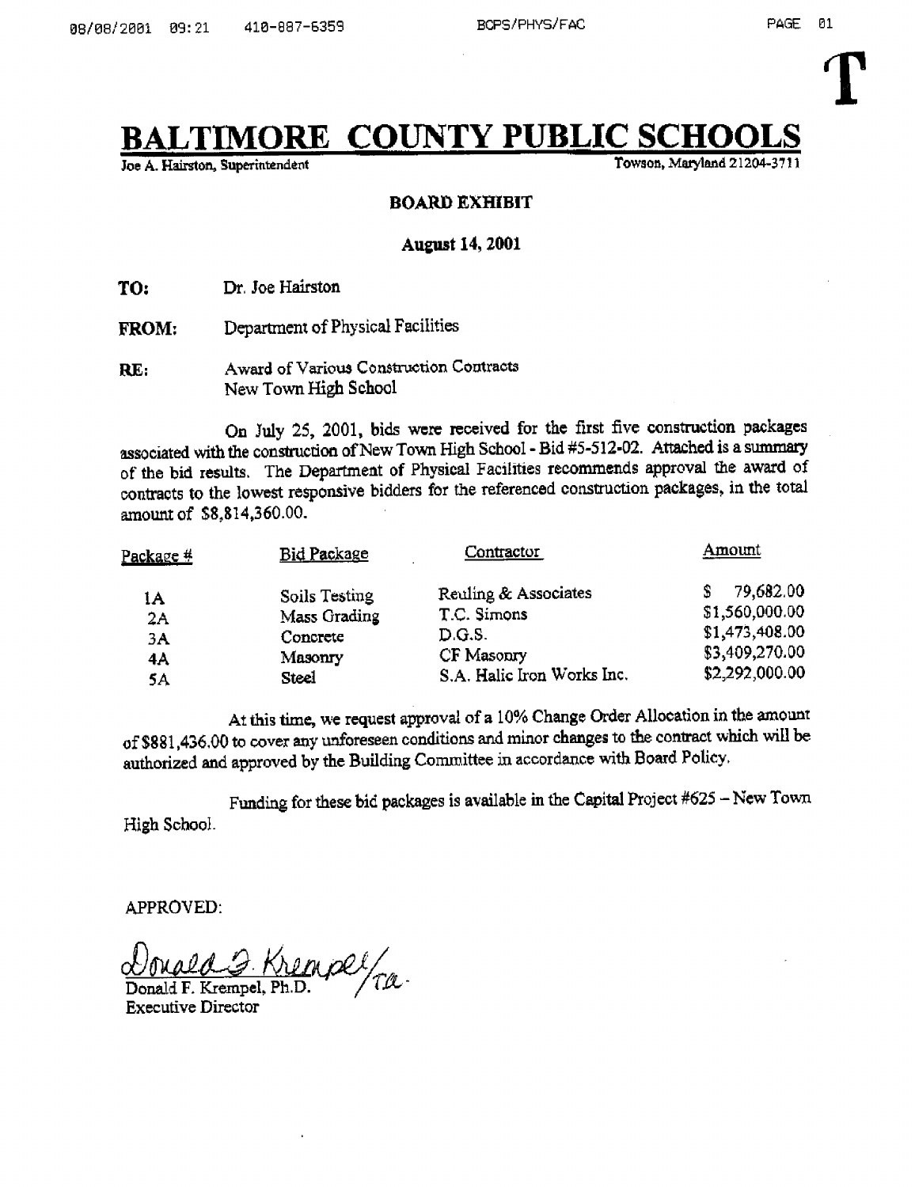# BALTIMORE COUNTY PUBLIC SCHOOLS

Joe A. Hairston, Superintendent

Towson, Maryland 21204-3711

**BOARD EXHIBIT**

**August 14, 2001**

**TO:** Dr. Joe Hairston

**FROM:** Department of Physical Facilities

**RE:** Award of Various Construction Contracts
New Town High School

On July 25, 2001, bids were received for the first five construction packages associated with the construction of New Town High School - Bid #5-512-02. Attached is a summary of the bid results. The Department of Physical Facilities recommends approval the award of contracts to the lowest responsive bidders for the referenced construction packages, in the total amount of $8,814,360.00.

| Package # | Bid Package | Contractor | Amount |
|---|---|---|---|
| 1A | Soils Testing | Reuling & Associates | $ 79,682.00 |
| 2A | Mass Grading | T.C. Simons | $1,560,000.00 |
| 3A | Concrete | D.G.S. | $1,473,408.00 |
| 4A | Masonry | CF Masonry | $3,409,270.00 |
| 5A | Steel | S.A. Halic Iron Works Inc. | $2,292,000.00 |

At this time, we request approval of a 10% Change Order Allocation in the amount of $881,436.00 to cover any unforeseen conditions and minor changes to the contract which will be authorized and approved by the Building Committee in accordance with Board Policy.

Funding for these bid packages is available in the Capital Project #625 – New Town High School.

APPROVED:

Donald F. Krempel/TA

Donald F. Krempel, Ph.D.
Executive Director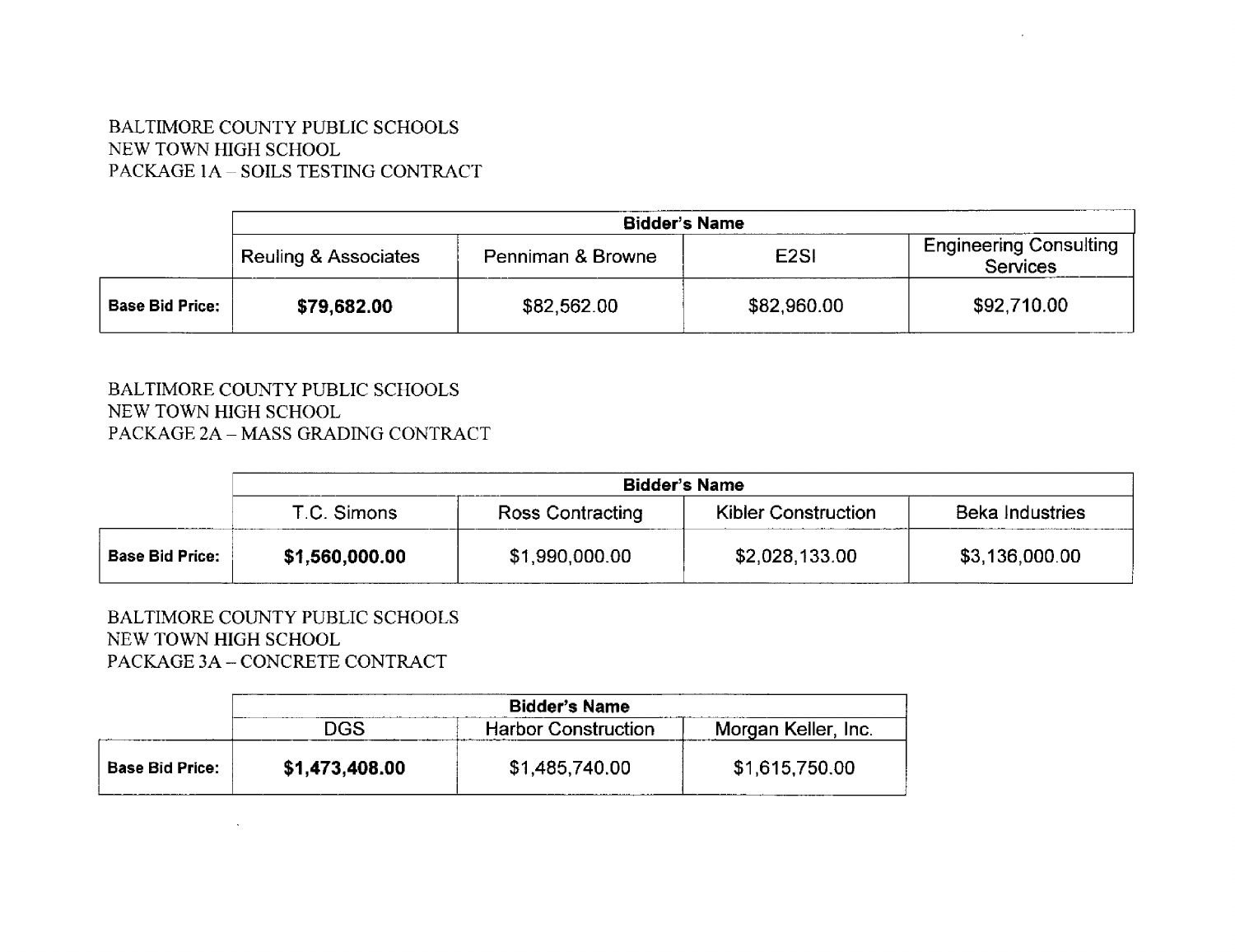BALTIMORE COUNTY PUBLIC SCHOOLS
NEW TOWN HIGH SCHOOL
PACKAGE 1A – SOILS TESTING CONTRACT

| | Bidder's Name | | | |
|---|---|---|---|---|
| | Reuling & Associates | Penniman & Browne | E2SI | Engineering Consulting Services |
| **Base Bid Price:** | **$79,682.00** | $82,562.00 | $82,960.00 | $92,710.00 |

BALTIMORE COUNTY PUBLIC SCHOOLS
NEW TOWN HIGH SCHOOL
PACKAGE 2A – MASS GRADING CONTRACT

| | Bidder's Name | | | |
|---|---|---|---|---|
| | T.C. Simons | Ross Contracting | Kibler Construction | Beka Industries |
| **Base Bid Price:** | **$1,560,000.00** | $1,990,000.00 | $2,028,133.00 | $3,136,000.00 |

BALTIMORE COUNTY PUBLIC SCHOOLS
NEW TOWN HIGH SCHOOL
PACKAGE 3A – CONCRETE CONTRACT

| | Bidder's Name | | |
|---|---|---|---|
| | DGS | Harbor Construction | Morgan Keller, Inc. |
| **Base Bid Price:** | **$1,473,408.00** | $1,485,740.00 | $1,615,750.00 |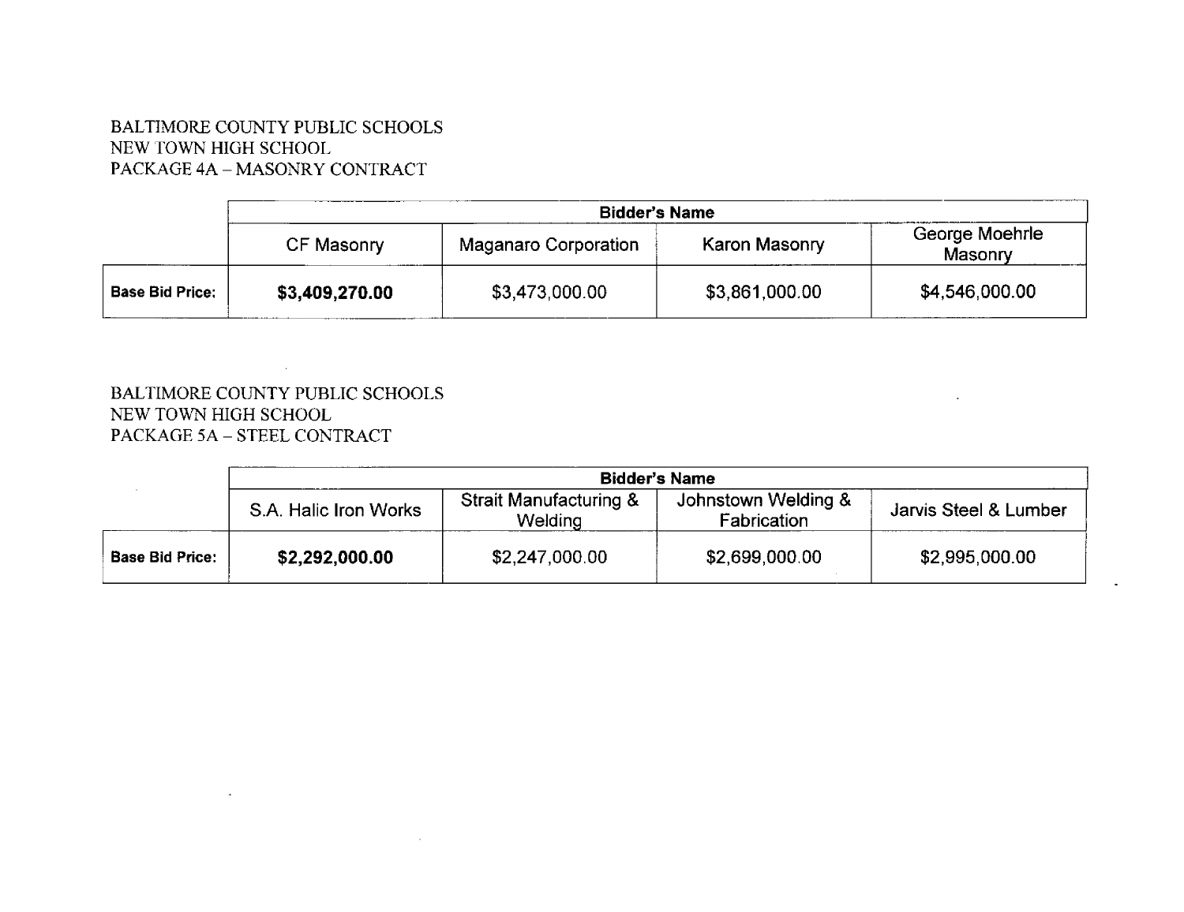BALTIMORE COUNTY PUBLIC SCHOOLS
NEW TOWN HIGH SCHOOL
PACKAGE 4A – MASONRY CONTRACT

| | Bidder's Name | | | |
|---|---|---|---|---|
| | CF Masonry | Maganaro Corporation | Karon Masonry | George Moehrle Masonry |
| **Base Bid Price:** | **$3,409,270.00** | $3,473,000.00 | $3,861,000.00 | $4,546,000.00 |

BALTIMORE COUNTY PUBLIC SCHOOLS
NEW TOWN HIGH SCHOOL
PACKAGE 5A – STEEL CONTRACT

| | Bidder's Name | | | |
|---|---|---|---|---|
| | S.A. Halic Iron Works | Strait Manufacturing & Welding | Johnstown Welding & Fabrication | Jarvis Steel & Lumber |
| **Base Bid Price:** | **$2,292,000.00** | $2,247,000.00 | $2,699,000.00 | $2,995,000.00 |